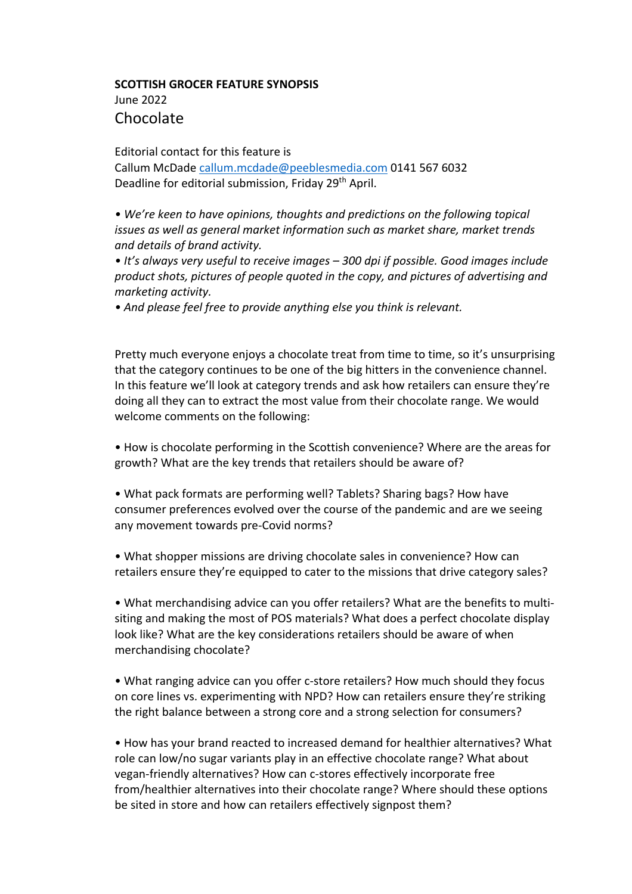**SCOTTISH GROCER FEATURE SYNOPSIS**

June 2022

## Chocolate

Editorial contact for this feature is
Callum McDade callum.mcdade@peeblesmedia.com 0141 567 6032
Deadline for editorial submission, Friday 29th April.

*• We're keen to have opinions, thoughts and predictions on the following topical issues as well as general market information such as market share, market trends and details of brand activity.*

*• It's always very useful to receive images – 300 dpi if possible. Good images include product shots, pictures of people quoted in the copy, and pictures of advertising and marketing activity.*

*• And please feel free to provide anything else you think is relevant.*

Pretty much everyone enjoys a chocolate treat from time to time, so it's unsurprising that the category continues to be one of the big hitters in the convenience channel. In this feature we'll look at category trends and ask how retailers can ensure they're doing all they can to extract the most value from their chocolate range. We would welcome comments on the following:

• How is chocolate performing in the Scottish convenience? Where are the areas for growth? What are the key trends that retailers should be aware of?

• What pack formats are performing well? Tablets? Sharing bags? How have consumer preferences evolved over the course of the pandemic and are we seeing any movement towards pre-Covid norms?

• What shopper missions are driving chocolate sales in convenience? How can retailers ensure they're equipped to cater to the missions that drive category sales?

• What merchandising advice can you offer retailers? What are the benefits to multi-siting and making the most of POS materials? What does a perfect chocolate display look like? What are the key considerations retailers should be aware of when merchandising chocolate?

• What ranging advice can you offer c-store retailers? How much should they focus on core lines vs. experimenting with NPD? How can retailers ensure they're striking the right balance between a strong core and a strong selection for consumers?

• How has your brand reacted to increased demand for healthier alternatives? What role can low/no sugar variants play in an effective chocolate range? What about vegan-friendly alternatives? How can c-stores effectively incorporate free from/healthier alternatives into their chocolate range? Where should these options be sited in store and how can retailers effectively signpost them?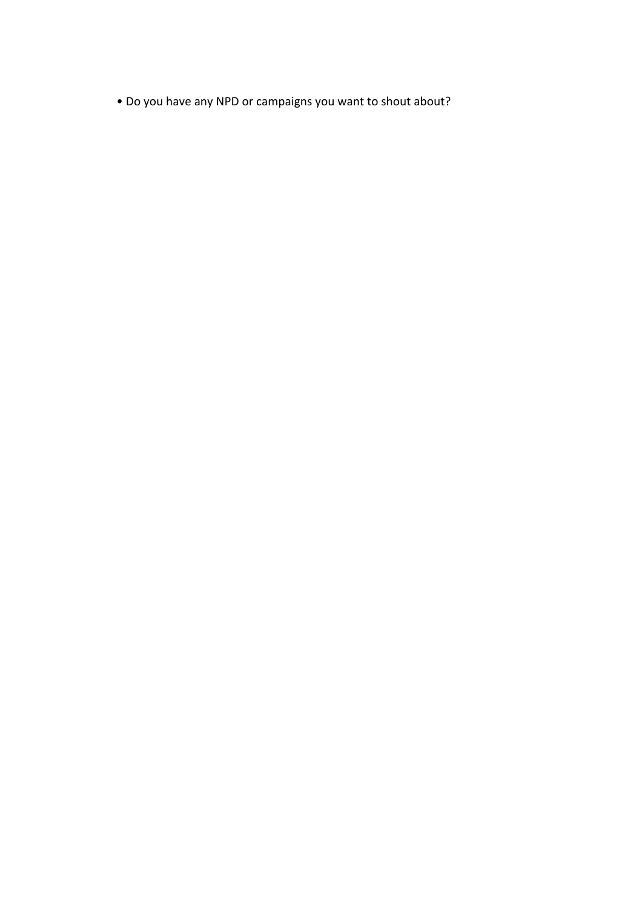- Do you have any NPD or campaigns you want to shout about?